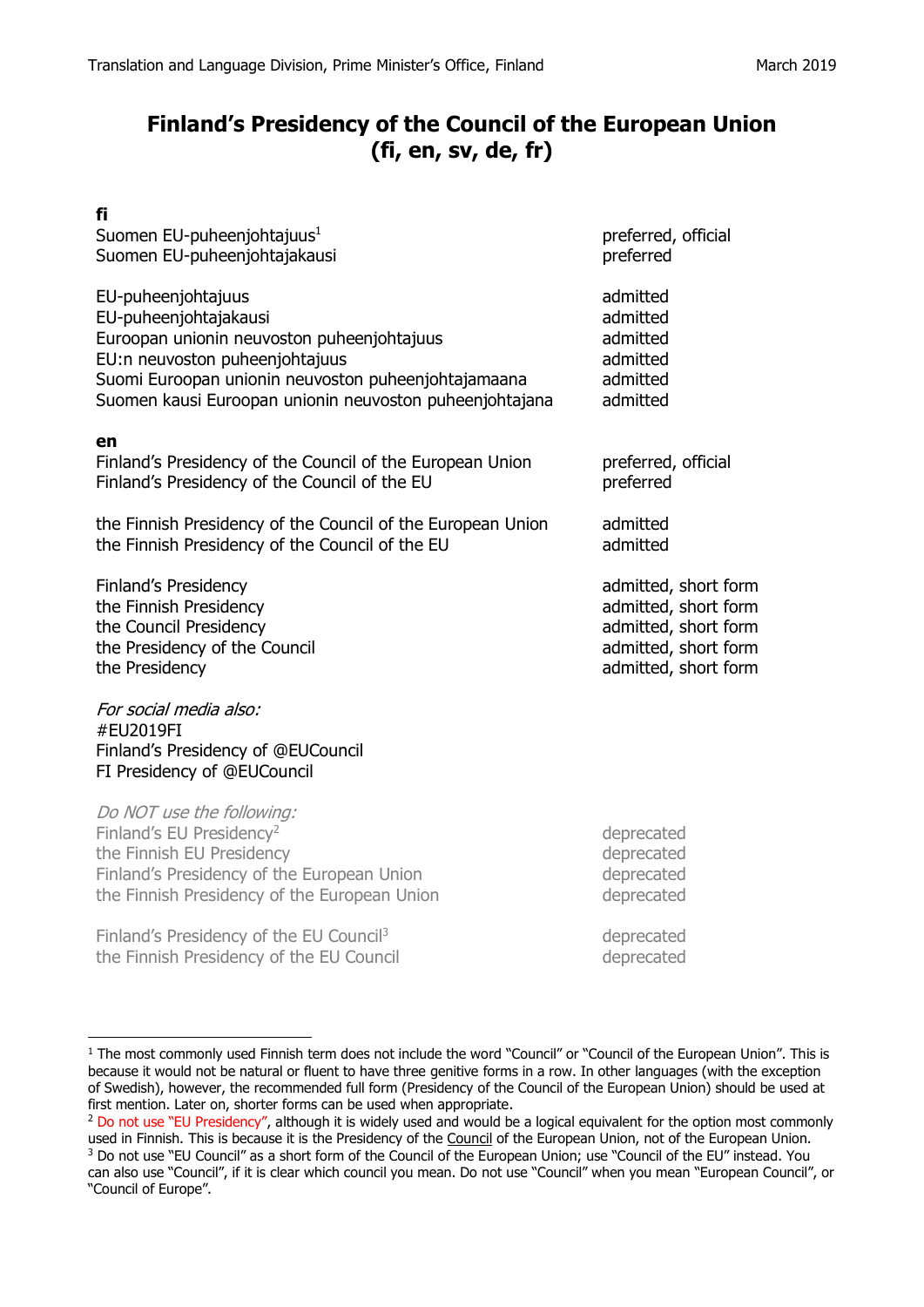# Finland's Presidency of the Council of the European Union (fi, en, sv, de, fr)

**fi**

| | |
|---|---|
| Suomen EU-puheenjohtajuus[1] | preferred, official |
| Suomen EU-puheenjohtajakausi | preferred |
| | |
| EU-puheenjohtajuus | admitted |
| EU-puheenjohtajakausi | admitted |
| Euroopan unionin neuvoston puheenjohtajuus | admitted |
| EU:n neuvoston puheenjohtajuus | admitted |
| Suomi Euroopan unionin neuvoston puheenjohtajamaana | admitted |
| Suomen kausi Euroopan unionin neuvoston puheenjohtajana | admitted |

**en**

| | |
|---|---|
| Finland's Presidency of the Council of the European Union | preferred, official |
| Finland's Presidency of the Council of the EU | preferred |
| | |
| the Finnish Presidency of the Council of the European Union | admitted |
| the Finnish Presidency of the Council of the EU | admitted |
| | |
| Finland's Presidency | admitted, short form |
| the Finnish Presidency | admitted, short form |
| the Council Presidency | admitted, short form |
| the Presidency of the Council | admitted, short form |
| the Presidency | admitted, short form |

*For social media also:*
#EU2019FI
Finland's Presidency of @EUCouncil
FI Presidency of @EUCouncil

*Do NOT use the following:*

| | |
|---|---|
| Finland's EU Presidency[2] | deprecated |
| the Finnish EU Presidency | deprecated |
| Finland's Presidency of the European Union | deprecated |
| the Finnish Presidency of the European Union | deprecated |
| | |
| Finland's Presidency of the EU Council[3] | deprecated |
| the Finnish Presidency of the EU Council | deprecated |

---

[1] The most commonly used Finnish term does not include the word "Council" or "Council of the European Union". This is because it would not be natural or fluent to have three genitive forms in a row. In other languages (with the exception of Swedish), however, the recommended full form (Presidency of the Council of the European Union) should be used at first mention. Later on, shorter forms can be used when appropriate.

[2] Do not use "EU Presidency", although it is widely used and would be a logical equivalent for the option most commonly used in Finnish. This is because it is the Presidency of the Council of the European Union, not of the European Union.

[3] Do not use "EU Council" as a short form of the Council of the European Union; use "Council of the EU" instead. You can also use "Council", if it is clear which council you mean. Do not use "Council" when you mean "European Council", or "Council of Europe".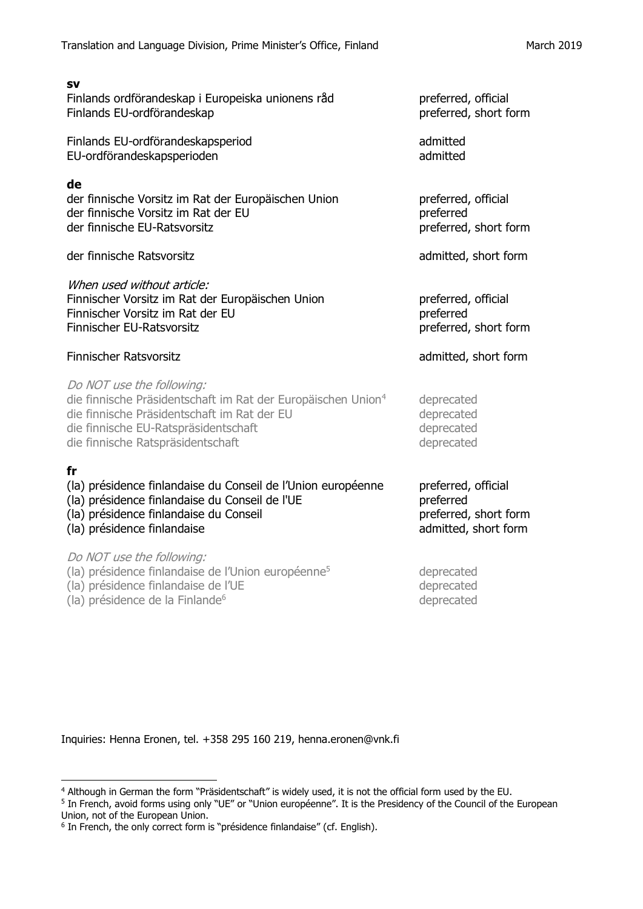**sv**

| | |
|---|---|
| Finlands ordförandeskap i Europeiska unionens råd | preferred, official |
| Finlands EU-ordförandeskap | preferred, short form |
| Finlands EU-ordförandeskapsperiod | admitted |
| EU-ordförandeskapsperioden | admitted |

**de**

| | |
|---|---|
| der finnische Vorsitz im Rat der Europäischen Union | preferred, official |
| der finnische Vorsitz im Rat der EU | preferred |
| der finnische EU-Ratsvorsitz | preferred, short form |
| der finnische Ratsvorsitz | admitted, short form |

*When used without article:*

| | |
|---|---|
| Finnischer Vorsitz im Rat der Europäischen Union | preferred, official |
| Finnischer Vorsitz im Rat der EU | preferred |
| Finnischer EU-Ratsvorsitz | preferred, short form |
| Finnischer Ratsvorsitz | admitted, short form |

*Do NOT use the following:*

| | |
|---|---|
| die finnische Präsidentschaft im Rat der Europäischen Union[4] | deprecated |
| die finnische Präsidentschaft im Rat der EU | deprecated |
| die finnische EU-Ratspräsidentschaft | deprecated |
| die finnische Ratspräsidentschaft | deprecated |

**fr**

| | |
|---|---|
| (la) présidence finlandaise du Conseil de l'Union européenne | preferred, official |
| (la) présidence finlandaise du Conseil de l'UE | preferred |
| (la) présidence finlandaise du Conseil | preferred, short form |
| (la) présidence finlandaise | admitted, short form |

*Do NOT use the following:*

| | |
|---|---|
| (la) présidence finlandaise de l'Union européenne[5] | deprecated |
| (la) présidence finlandaise de l'UE | deprecated |
| (la) présidence de la Finlande[6] | deprecated |

Inquiries: Henna Eronen, tel. +358 295 160 219, henna.eronen@vnk.fi

[4] Although in German the form "Präsidentschaft" is widely used, it is not the official form used by the EU.

[5] In French, avoid forms using only "UE" or "Union européenne". It is the Presidency of the Council of the European Union, not of the European Union.

[6] In French, the only correct form is "présidence finlandaise" (cf. English).